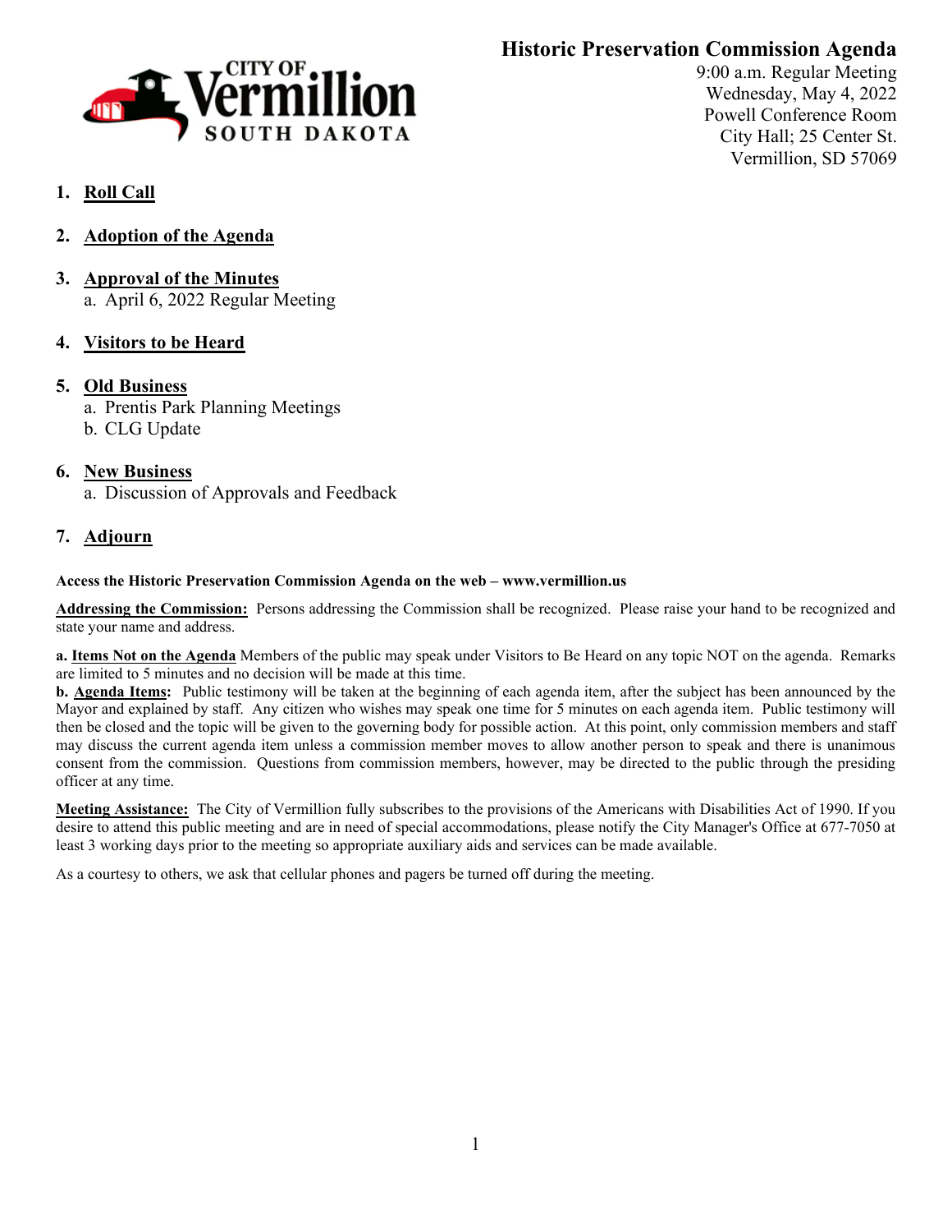CITY OF Vermillion SOUTH DAKOTA

# Historic Preservation Commission Agenda

9:00 a.m. Regular Meeting
Wednesday, May 4, 2022
Powell Conference Room
City Hall; 25 Center St.
Vermillion, SD 57069

1. **Roll Call**

2. **Adoption of the Agenda**

3. **Approval of the Minutes**
   a. April 6, 2022 Regular Meeting

4. **Visitors to be Heard**

5. **Old Business**
   a. Prentis Park Planning Meetings
   b. CLG Update

6. **New Business**
   a. Discussion of Approvals and Feedback

7. **Adjourn**

**Access the Historic Preservation Commission Agenda on the web – www.vermillion.us**

**Addressing the Commission:** Persons addressing the Commission shall be recognized. Please raise your hand to be recognized and state your name and address.

**a. Items Not on the Agenda** Members of the public may speak under Visitors to Be Heard on any topic NOT on the agenda. Remarks are limited to 5 minutes and no decision will be made at this time.

**b. Agenda Items:** Public testimony will be taken at the beginning of each agenda item, after the subject has been announced by the Mayor and explained by staff. Any citizen who wishes may speak one time for 5 minutes on each agenda item. Public testimony will then be closed and the topic will be given to the governing body for possible action. At this point, only commission members and staff may discuss the current agenda item unless a commission member moves to allow another person to speak and there is unanimous consent from the commission. Questions from commission members, however, may be directed to the public through the presiding officer at any time.

**Meeting Assistance:** The City of Vermillion fully subscribes to the provisions of the Americans with Disabilities Act of 1990. If you desire to attend this public meeting and are in need of special accommodations, please notify the City Manager's Office at 677-7050 at least 3 working days prior to the meeting so appropriate auxiliary aids and services can be made available.

As a courtesy to others, we ask that cellular phones and pagers be turned off during the meeting.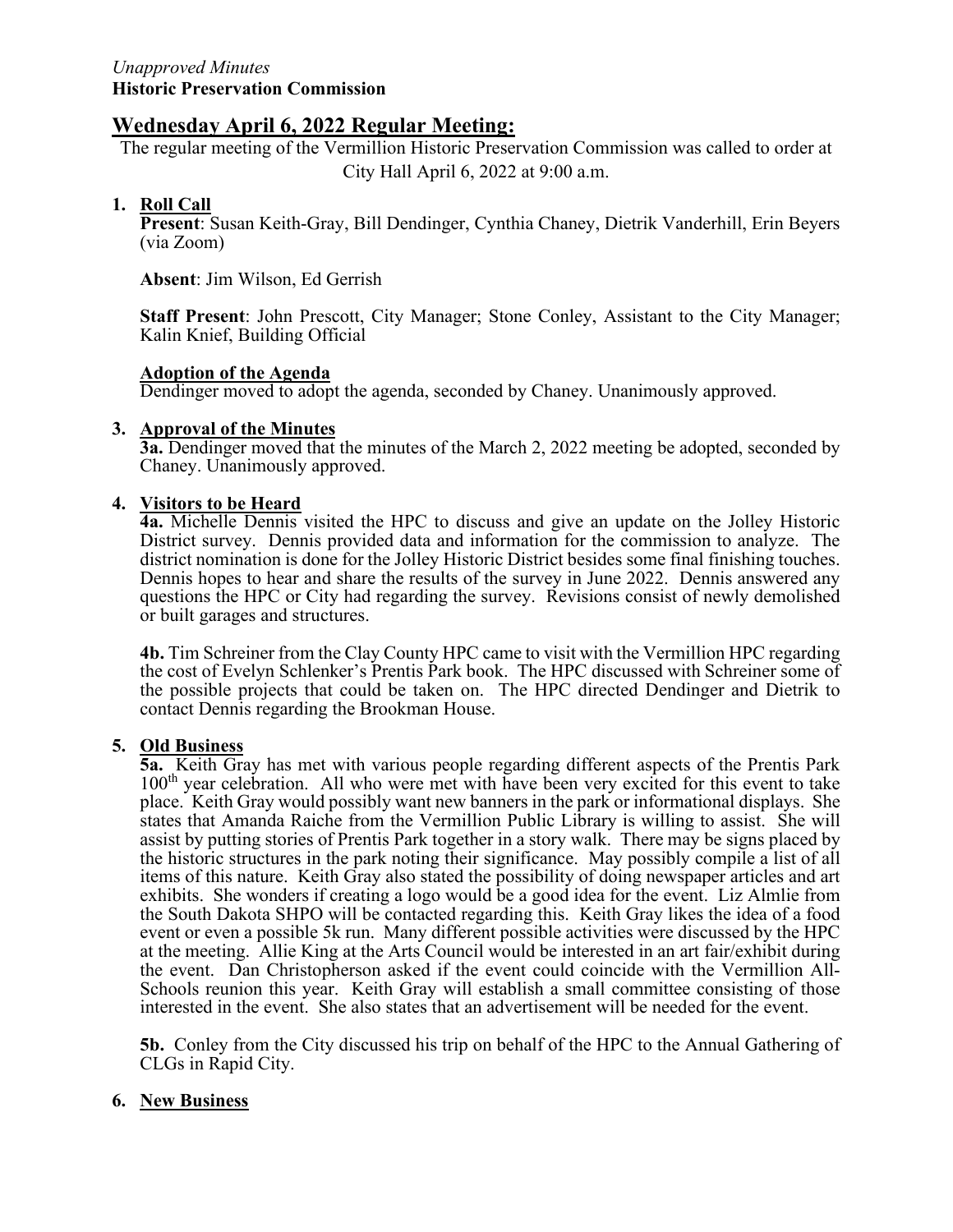*Unapproved Minutes*
**Historic Preservation Commission**

## Wednesday April 6, 2022 Regular Meeting:

The regular meeting of the Vermillion Historic Preservation Commission was called to order at City Hall April 6, 2022 at 9:00 a.m.

1. **Roll Call**
   **Present**: Susan Keith-Gray, Bill Dendinger, Cynthia Chaney, Dietrik Vanderhill, Erin Beyers (via Zoom)

   **Absent**: Jim Wilson, Ed Gerrish

   **Staff Present**: John Prescott, City Manager; Stone Conley, Assistant to the City Manager; Kalin Knief, Building Official

   **Adoption of the Agenda**
   Dendinger moved to adopt the agenda, seconded by Chaney. Unanimously approved.

3. **Approval of the Minutes**
   **3a.** Dendinger moved that the minutes of the March 2, 2022 meeting be adopted, seconded by Chaney. Unanimously approved.

4. **Visitors to be Heard**
   **4a.** Michelle Dennis visited the HPC to discuss and give an update on the Jolley Historic District survey. Dennis provided data and information for the commission to analyze. The district nomination is done for the Jolley Historic District besides some final finishing touches. Dennis hopes to hear and share the results of the survey in June 2022. Dennis answered any questions the HPC or City had regarding the survey. Revisions consist of newly demolished or built garages and structures.

   **4b.** Tim Schreiner from the Clay County HPC came to visit with the Vermillion HPC regarding the cost of Evelyn Schlenker's Prentis Park book. The HPC discussed with Schreiner some of the possible projects that could be taken on. The HPC directed Dendinger and Dietrik to contact Dennis regarding the Brookman House.

5. **Old Business**
   **5a.** Keith Gray has met with various people regarding different aspects of the Prentis Park 100th year celebration. All who were met with have been very excited for this event to take place. Keith Gray would possibly want new banners in the park or informational displays. She states that Amanda Raiche from the Vermillion Public Library is willing to assist. She will assist by putting stories of Prentis Park together in a story walk. There may be signs placed by the historic structures in the park noting their significance. May possibly compile a list of all items of this nature. Keith Gray also stated the possibility of doing newspaper articles and art exhibits. She wonders if creating a logo would be a good idea for the event. Liz Almlie from the South Dakota SHPO will be contacted regarding this. Keith Gray likes the idea of a food event or even a possible 5k run. Many different possible activities were discussed by the HPC at the meeting. Allie King at the Arts Council would be interested in an art fair/exhibit during the event. Dan Christopherson asked if the event could coincide with the Vermillion All-Schools reunion this year. Keith Gray will establish a small committee consisting of those interested in the event. She also states that an advertisement will be needed for the event.

   **5b.** Conley from the City discussed his trip on behalf of the HPC to the Annual Gathering of CLGs in Rapid City.

6. **New Business**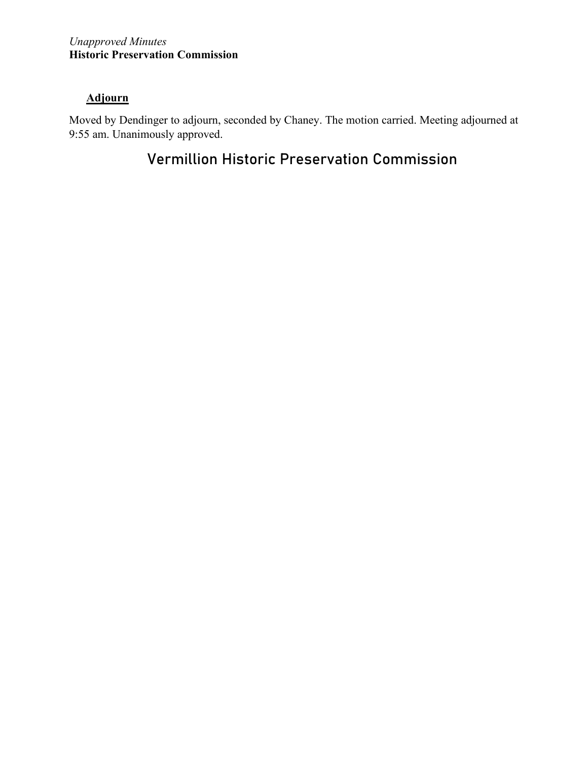## Adjourn

Moved by Dendinger to adjourn, seconded by Chaney. The motion carried. Meeting adjourned at 9:55 am. Unanimously approved.

Vermillion Historic Preservation Commission